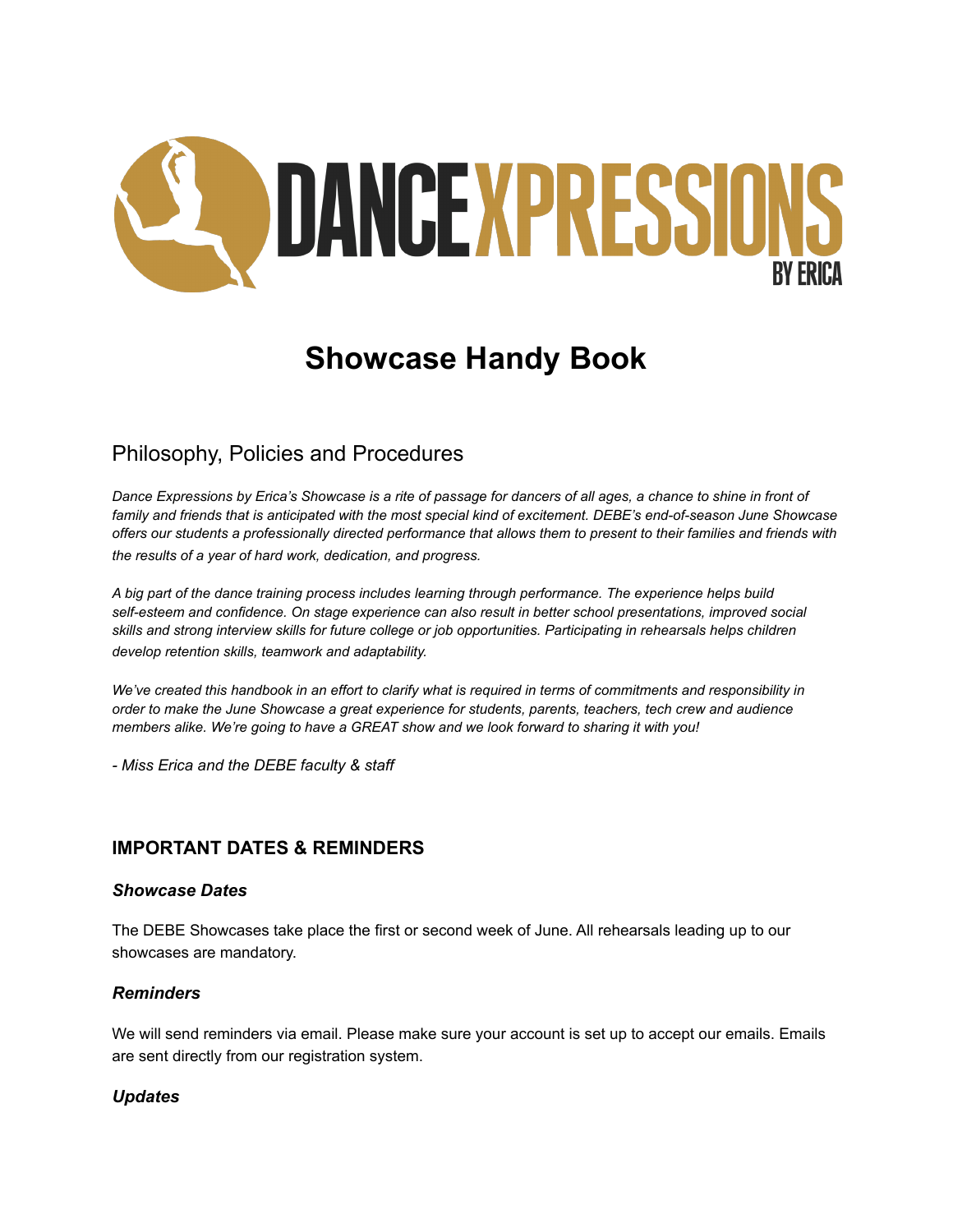# Showcase Handy Book

## Philosophy, Policies and Procedures

*Dance Expressions by Erica's Showcase is a rite of passage for dancers of all ages, a chance to shine in front of family and friends that is anticipated with the most special kind of excitement. DEBE's end-of-season June Showcase offers our students a professionally directed performance that allows them to present to their families and friends with the results of a year of hard work, dedication, and progress.*

*A big part of the dance training process includes learning through performance. The experience helps build self-esteem and confidence. On stage experience can also result in better school presentations, improved social skills and strong interview skills for future college or job opportunities. Participating in rehearsals helps children develop retention skills, teamwork and adaptability.*

*We've created this handbook in an effort to clarify what is required in terms of commitments and responsibility in order to make the June Showcase a great experience for students, parents, teachers, tech crew and audience members alike. We're going to have a GREAT show and we look forward to sharing it with you!*

*- Miss Erica and the DEBE faculty & staff*

### IMPORTANT DATES & REMINDERS

#### *Showcase Dates*

The DEBE Showcases take place the first or second week of June. All rehearsals leading up to our showcases are mandatory.

#### *Reminders*

We will send reminders via email. Please make sure your account is set up to accept our emails. Emails are sent directly from our registration system.

#### *Updates*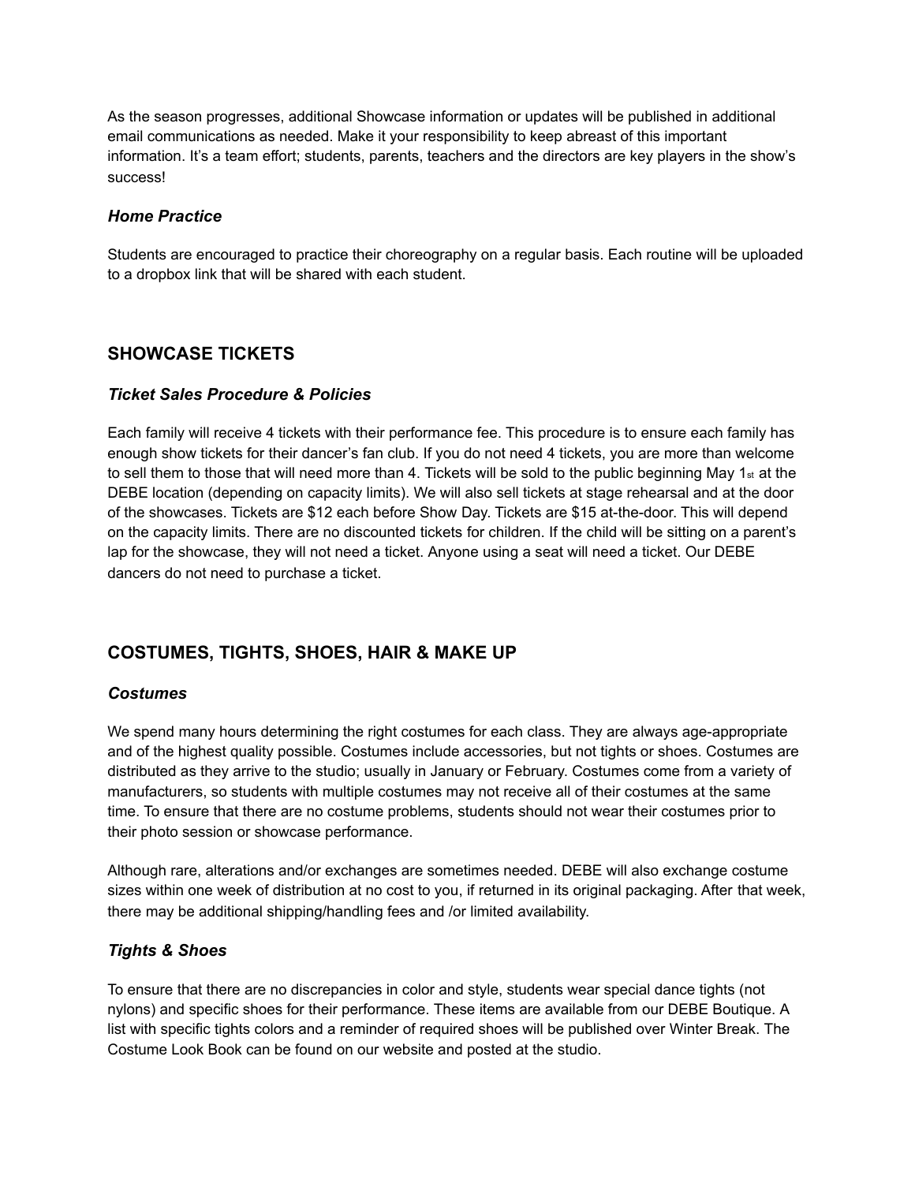As the season progresses, additional Showcase information or updates will be published in additional email communications as needed. Make it your responsibility to keep abreast of this important information. It's a team effort; students, parents, teachers and the directors are key players in the show's success!

### *Home Practice*

Students are encouraged to practice their choreography on a regular basis. Each routine will be uploaded to a dropbox link that will be shared with each student.

## SHOWCASE TICKETS

### *Ticket Sales Procedure & Policies*

Each family will receive 4 tickets with their performance fee. This procedure is to ensure each family has enough show tickets for their dancer's fan club. If you do not need 4 tickets, you are more than welcome to sell them to those that will need more than 4. Tickets will be sold to the public beginning May 1st at the DEBE location (depending on capacity limits). We will also sell tickets at stage rehearsal and at the door of the showcases. Tickets are $12 each before Show Day. Tickets are $15 at-the-door. This will depend on the capacity limits. There are no discounted tickets for children. If the child will be sitting on a parent's lap for the showcase, they will not need a ticket. Anyone using a seat will need a ticket. Our DEBE dancers do not need to purchase a ticket.

## COSTUMES, TIGHTS, SHOES, HAIR & MAKE UP

### *Costumes*

We spend many hours determining the right costumes for each class. They are always age-appropriate and of the highest quality possible. Costumes include accessories, but not tights or shoes. Costumes are distributed as they arrive to the studio; usually in January or February. Costumes come from a variety of manufacturers, so students with multiple costumes may not receive all of their costumes at the same time. To ensure that there are no costume problems, students should not wear their costumes prior to their photo session or showcase performance.

Although rare, alterations and/or exchanges are sometimes needed. DEBE will also exchange costume sizes within one week of distribution at no cost to you, if returned in its original packaging. After that week, there may be additional shipping/handling fees and /or limited availability.

### *Tights & Shoes*

To ensure that there are no discrepancies in color and style, students wear special dance tights (not nylons) and specific shoes for their performance. These items are available from our DEBE Boutique. A list with specific tights colors and a reminder of required shoes will be published over Winter Break. The Costume Look Book can be found on our website and posted at the studio.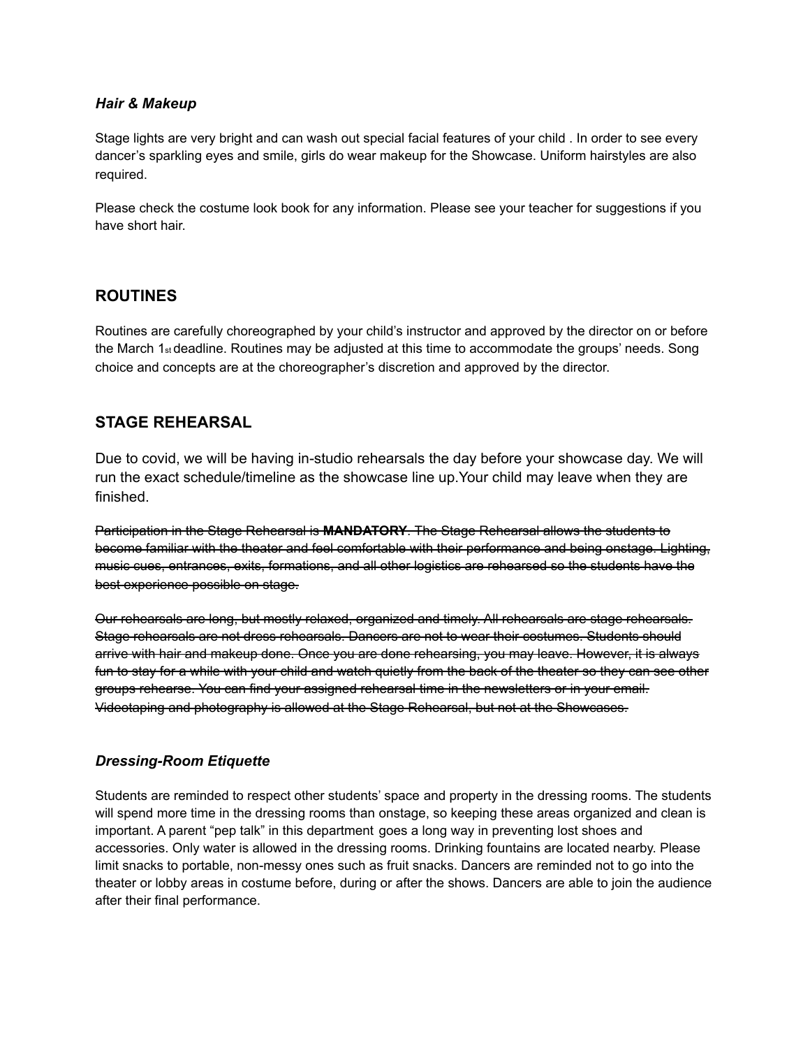### *Hair & Makeup*

Stage lights are very bright and can wash out special facial features of your child . In order to see every dancer's sparkling eyes and smile, girls do wear makeup for the Showcase. Uniform hairstyles are also required.

Please check the costume look book for any information. Please see your teacher for suggestions if you have short hair.

## ROUTINES

Routines are carefully choreographed by your child's instructor and approved by the director on or before the March 1st deadline. Routines may be adjusted at this time to accommodate the groups' needs. Song choice and concepts are at the choreographer's discretion and approved by the director.

## STAGE REHEARSAL

Due to covid, we will be having in-studio rehearsals the day before your showcase day. We will run the exact schedule/timeline as the showcase line up.Your child may leave when they are finished.

~~Participation in the Stage Rehearsal is **MANDATORY**. The Stage Rehearsal allows the students to become familiar with the theater and feel comfortable with their performance and being onstage. Lighting, music cues, entrances, exits, formations, and all other logistics are rehearsed so the students have the best experience possible on stage.~~

~~Our rehearsals are long, but mostly relaxed, organized and timely. All rehearsals are stage rehearsals. Stage rehearsals are not dress rehearsals. Dancers are not to wear their costumes. Students should arrive with hair and makeup done. Once you are done rehearsing, you may leave. However, it is always fun to stay for a while with your child and watch quietly from the back of the theater so they can see other groups rehearse. You can find your assigned rehearsal time in the newsletters or in your email. Videotaping and photography is allowed at the Stage Rehearsal, but not at the Showcases.~~

### *Dressing-Room Etiquette*

Students are reminded to respect other students' space and property in the dressing rooms. The students will spend more time in the dressing rooms than onstage, so keeping these areas organized and clean is important. A parent "pep talk" in this department goes a long way in preventing lost shoes and accessories. Only water is allowed in the dressing rooms. Drinking fountains are located nearby. Please limit snacks to portable, non-messy ones such as fruit snacks. Dancers are reminded not to go into the theater or lobby areas in costume before, during or after the shows. Dancers are able to join the audience after their final performance.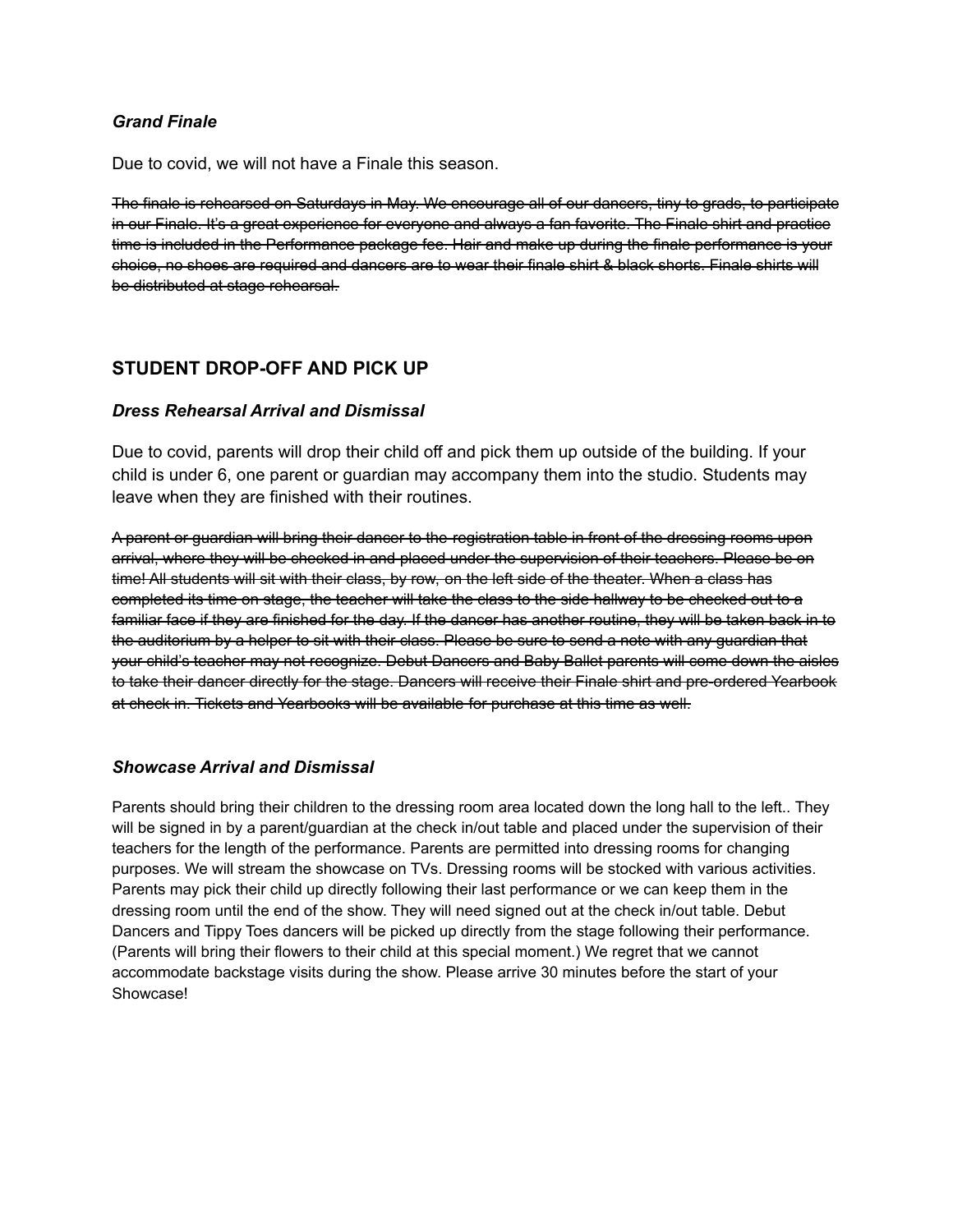### *Grand Finale*

Due to covid, we will not have a Finale this season.

~~The finale is rehearsed on Saturdays in May. We encourage all of our dancers, tiny to grads, to participate in our Finale. It's a great experience for everyone and always a fan favorite. The Finale shirt and practice time is included in the Performance package fee. Hair and make up during the finale performance is your choice, no shoes are required and dancers are to wear their finale shirt & black shorts. Finale shirts will be distributed at stage rehearsal.~~

## STUDENT DROP-OFF AND PICK UP

### *Dress Rehearsal Arrival and Dismissal*

Due to covid, parents will drop their child off and pick them up outside of the building. If your child is under 6, one parent or guardian may accompany them into the studio. Students may leave when they are finished with their routines.

~~A parent or guardian will bring their dancer to the registration table in front of the dressing rooms upon arrival, where they will be checked in and placed under the supervision of their teachers. Please be on time! All students will sit with their class, by row, on the left side of the theater. When a class has completed its time on stage, the teacher will take the class to the side hallway to be checked out to a familiar face if they are finished for the day. If the dancer has another routine, they will be taken back in to the auditorium by a helper to sit with their class. Please be sure to send a note with any guardian that your child's teacher may not recognize. Debut Dancers and Baby Ballet parents will come down the aisles to take their dancer directly for the stage. Dancers will receive their Finale shirt and pre-ordered Yearbook at check in. Tickets and Yearbooks will be available for purchase at this time as well.~~

### *Showcase Arrival and Dismissal*

Parents should bring their children to the dressing room area located down the long hall to the left.. They will be signed in by a parent/guardian at the check in/out table and placed under the supervision of their teachers for the length of the performance. Parents are permitted into dressing rooms for changing purposes. We will stream the showcase on TVs. Dressing rooms will be stocked with various activities. Parents may pick their child up directly following their last performance or we can keep them in the dressing room until the end of the show. They will need signed out at the check in/out table. Debut Dancers and Tippy Toes dancers will be picked up directly from the stage following their performance. (Parents will bring their flowers to their child at this special moment.) We regret that we cannot accommodate backstage visits during the show. Please arrive 30 minutes before the start of your Showcase!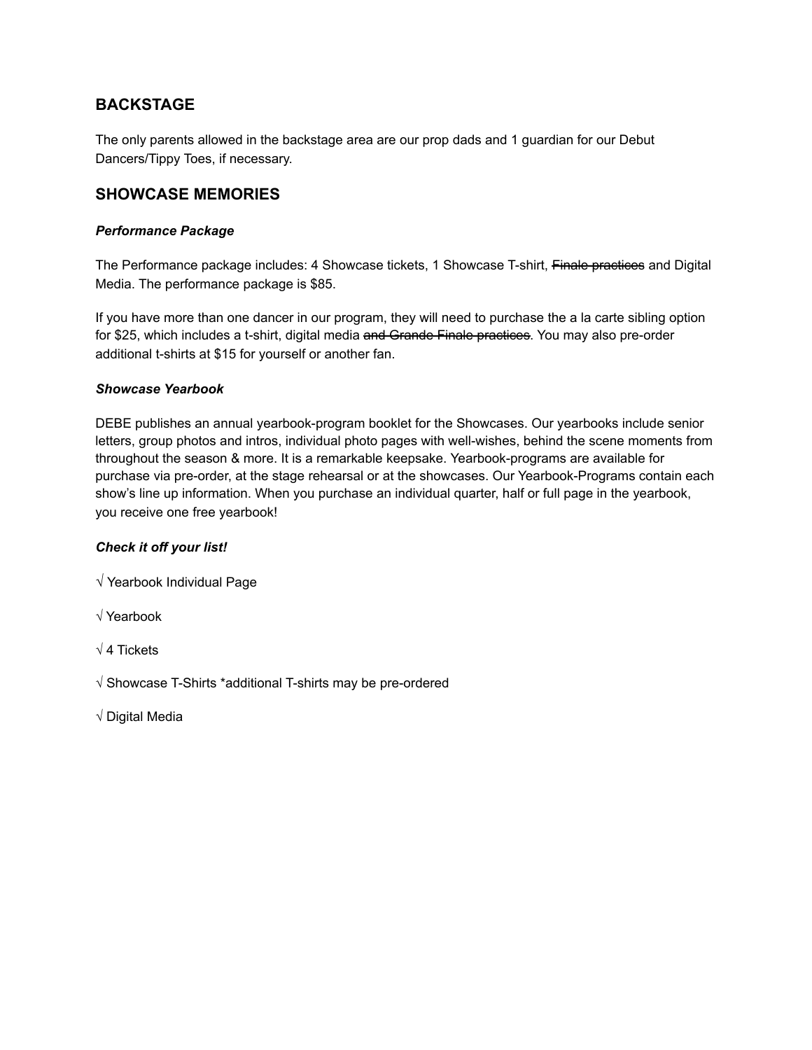## BACKSTAGE

The only parents allowed in the backstage area are our prop dads and 1 guardian for our Debut Dancers/Tippy Toes, if necessary.

## SHOWCASE MEMORIES

***Performance Package***

The Performance package includes: 4 Showcase tickets, 1 Showcase T-shirt, ~~Finale practices~~ and Digital Media. The performance package is $85.

If you have more than one dancer in our program, they will need to purchase the a la carte sibling option for $25, which includes a t-shirt, digital media ~~and Grande Finale practices~~. You may also pre-order additional t-shirts at $15 for yourself or another fan.

***Showcase Yearbook***

DEBE publishes an annual yearbook-program booklet for the Showcases. Our yearbooks include senior letters, group photos and intros, individual photo pages with well-wishes, behind the scene moments from throughout the season & more. It is a remarkable keepsake. Yearbook-programs are available for purchase via pre-order, at the stage rehearsal or at the showcases. Our Yearbook-Programs contain each show's line up information. When you purchase an individual quarter, half or full page in the yearbook, you receive one free yearbook!

***Check it off your list!***

√ Yearbook Individual Page

√ Yearbook

√ 4 Tickets

√ Showcase T-Shirts *additional T-shirts may be pre-ordered

√ Digital Media